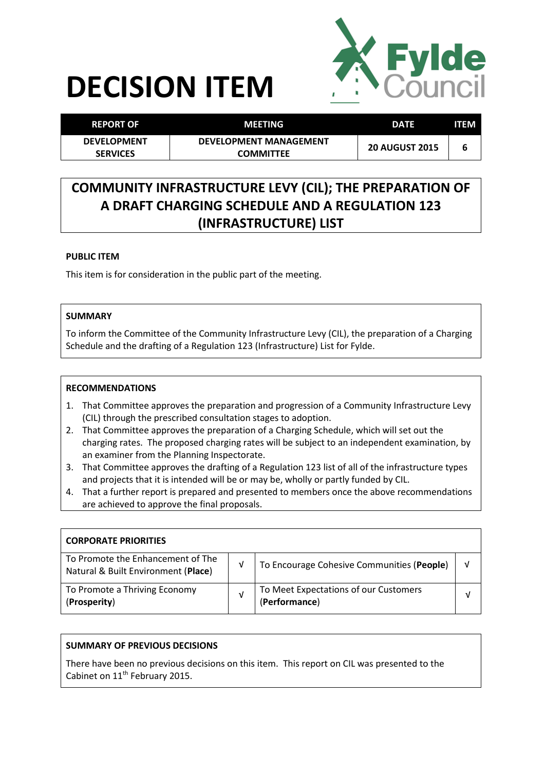# DECISION ITEM

Fylde Council

| REPORT OF | MEETING | DATE | ITEM |
|---|---|---|---|
| DEVELOPMENT SERVICES | DEVELOPMENT MANAGEMENT COMMITTEE | 20 AUGUST 2015 | 6 |

## COMMUNITY INFRASTRUCTURE LEVY (CIL); THE PREPARATION OF A DRAFT CHARGING SCHEDULE AND A REGULATION 123 (INFRASTRUCTURE) LIST

### PUBLIC ITEM

This item is for consideration in the public part of the meeting.

### SUMMARY

To inform the Committee of the Community Infrastructure Levy (CIL), the preparation of a Charging Schedule and the drafting of a Regulation 123 (Infrastructure) List for Fylde.

### RECOMMENDATIONS

1. That Committee approves the preparation and progression of a Community Infrastructure Levy (CIL) through the prescribed consultation stages to adoption.
2. That Committee approves the preparation of a Charging Schedule, which will set out the charging rates. The proposed charging rates will be subject to an independent examination, by an examiner from the Planning Inspectorate.
3. That Committee approves the drafting of a Regulation 123 list of all of the infrastructure types and projects that it is intended will be or may be, wholly or partly funded by CIL.
4. That a further report is prepared and presented to members once the above recommendations are achieved to approve the final proposals.

### CORPORATE PRIORITIES

| | | | |
|---|---|---|---|
| To Promote the Enhancement of The Natural & Built Environment (**Place**) | √ | To Encourage Cohesive Communities (**People**) | √ |
| To Promote a Thriving Economy (**Prosperity**) | √ | To Meet Expectations of our Customers (**Performance**) | √ |

### SUMMARY OF PREVIOUS DECISIONS

There have been no previous decisions on this item. This report on CIL was presented to the Cabinet on 11th February 2015.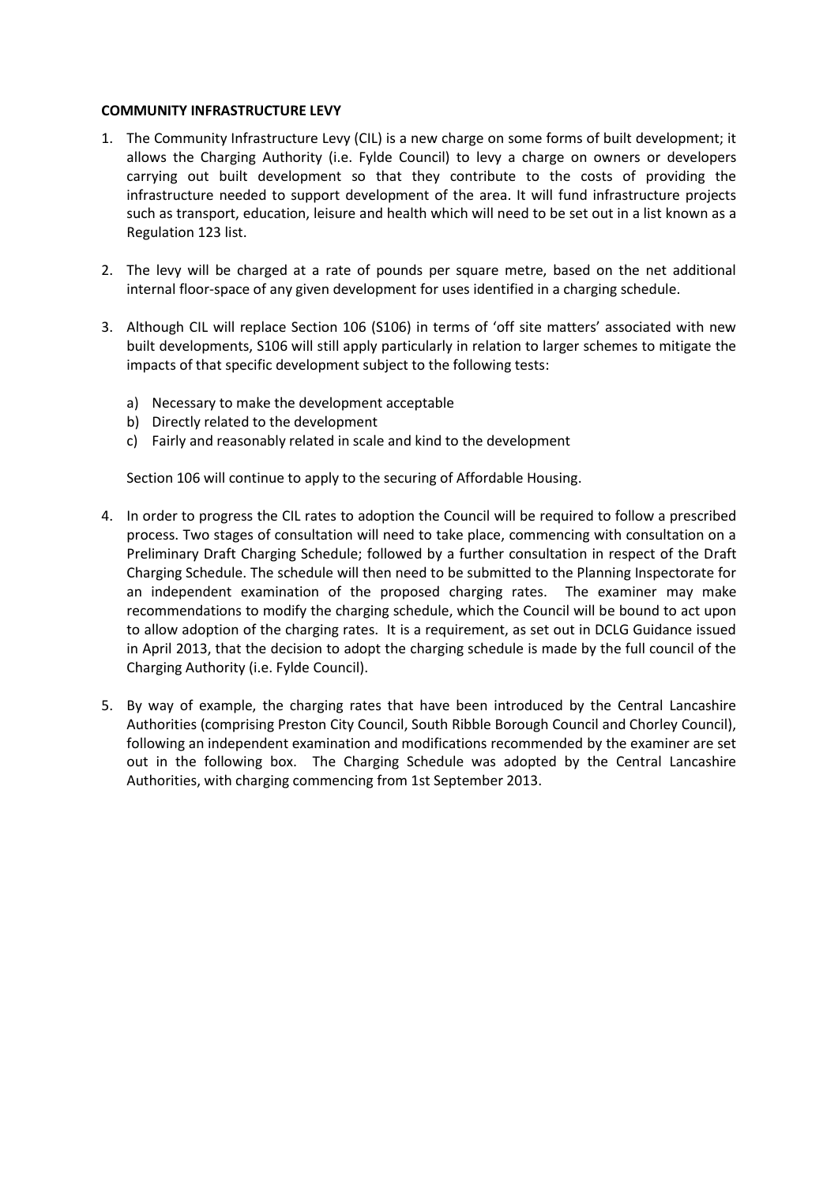**COMMUNITY INFRASTRUCTURE LEVY**

1. The Community Infrastructure Levy (CIL) is a new charge on some forms of built development; it allows the Charging Authority (i.e. Fylde Council) to levy a charge on owners or developers carrying out built development so that they contribute to the costs of providing the infrastructure needed to support development of the area. It will fund infrastructure projects such as transport, education, leisure and health which will need to be set out in a list known as a Regulation 123 list.

2. The levy will be charged at a rate of pounds per square metre, based on the net additional internal floor-space of any given development for uses identified in a charging schedule.

3. Although CIL will replace Section 106 (S106) in terms of 'off site matters' associated with new built developments, S106 will still apply particularly in relation to larger schemes to mitigate the impacts of that specific development subject to the following tests:

   a) Necessary to make the development acceptable
   b) Directly related to the development
   c) Fairly and reasonably related in scale and kind to the development

   Section 106 will continue to apply to the securing of Affordable Housing.

4. In order to progress the CIL rates to adoption the Council will be required to follow a prescribed process. Two stages of consultation will need to take place, commencing with consultation on a Preliminary Draft Charging Schedule; followed by a further consultation in respect of the Draft Charging Schedule. The schedule will then need to be submitted to the Planning Inspectorate for an independent examination of the proposed charging rates. The examiner may make recommendations to modify the charging schedule, which the Council will be bound to act upon to allow adoption of the charging rates. It is a requirement, as set out in DCLG Guidance issued in April 2013, that the decision to adopt the charging schedule is made by the full council of the Charging Authority (i.e. Fylde Council).

5. By way of example, the charging rates that have been introduced by the Central Lancashire Authorities (comprising Preston City Council, South Ribble Borough Council and Chorley Council), following an independent examination and modifications recommended by the examiner are set out in the following box. The Charging Schedule was adopted by the Central Lancashire Authorities, with charging commencing from 1st September 2013.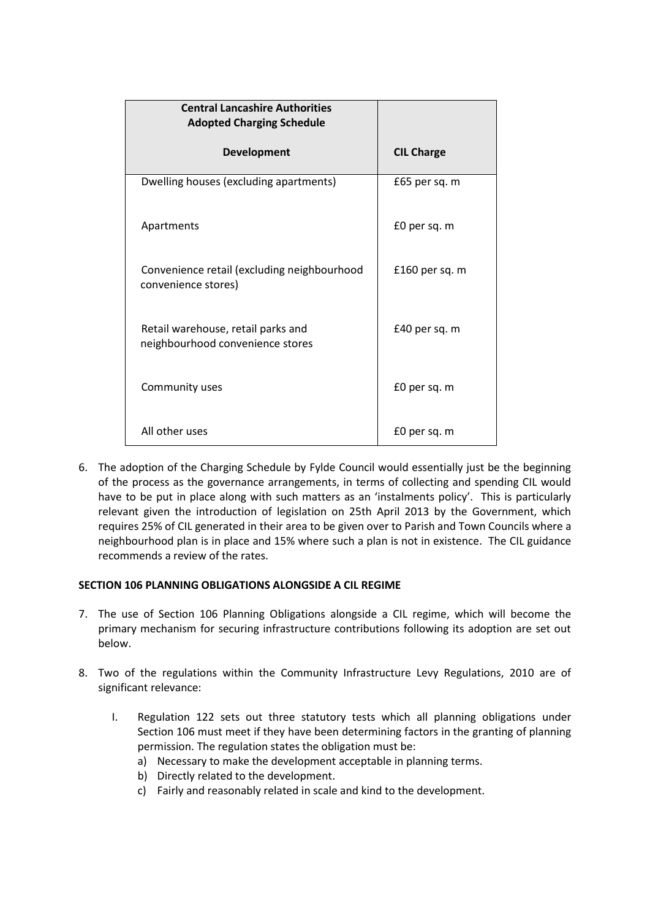| Central Lancashire Authorities<br>Adopted Charging Schedule<br><br>Development | CIL Charge |
|---|---|
| Dwelling houses (excluding apartments) | £65 per sq. m |
| Apartments | £0 per sq. m |
| Convenience retail (excluding neighbourhood convenience stores) | £160 per sq. m |
| Retail warehouse, retail parks and neighbourhood convenience stores | £40 per sq. m |
| Community uses | £0 per sq. m |
| All other uses | £0 per sq. m |

6. The adoption of the Charging Schedule by Fylde Council would essentially just be the beginning of the process as the governance arrangements, in terms of collecting and spending CIL would have to be put in place along with such matters as an 'instalments policy'. This is particularly relevant given the introduction of legislation on 25th April 2013 by the Government, which requires 25% of CIL generated in their area to be given over to Parish and Town Councils where a neighbourhood plan is in place and 15% where such a plan is not in existence. The CIL guidance recommends a review of the rates.

**SECTION 106 PLANNING OBLIGATIONS ALONGSIDE A CIL REGIME**

7. The use of Section 106 Planning Obligations alongside a CIL regime, which will become the primary mechanism for securing infrastructure contributions following its adoption are set out below.

8. Two of the regulations within the Community Infrastructure Levy Regulations, 2010 are of significant relevance:

   I. Regulation 122 sets out three statutory tests which all planning obligations under Section 106 must meet if they have been determining factors in the granting of planning permission. The regulation states the obligation must be:
      a) Necessary to make the development acceptable in planning terms.
      b) Directly related to the development.
      c) Fairly and reasonably related in scale and kind to the development.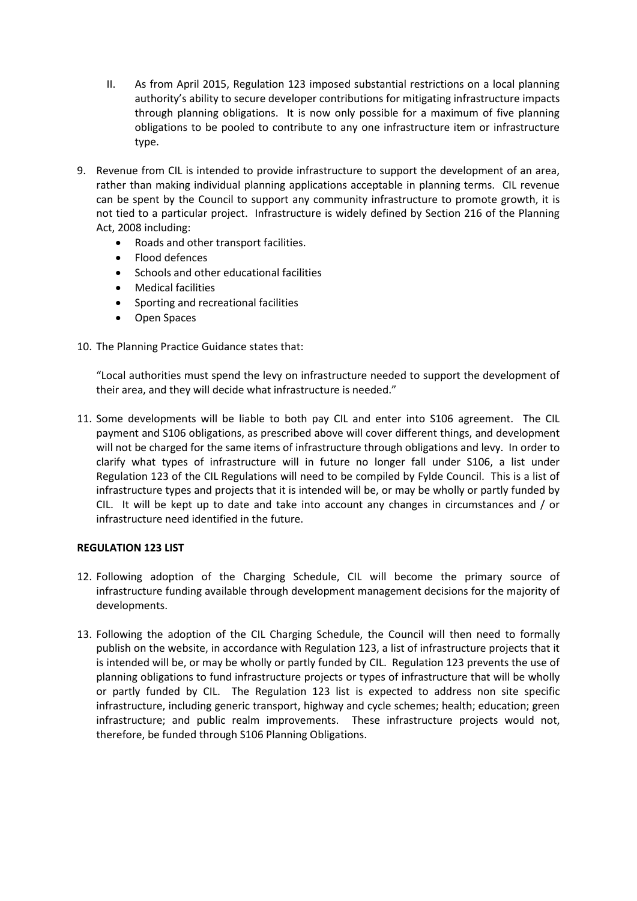II. As from April 2015, Regulation 123 imposed substantial restrictions on a local planning authority's ability to secure developer contributions for mitigating infrastructure impacts through planning obligations. It is now only possible for a maximum of five planning obligations to be pooled to contribute to any one infrastructure item or infrastructure type.

9. Revenue from CIL is intended to provide infrastructure to support the development of an area, rather than making individual planning applications acceptable in planning terms. CIL revenue can be spent by the Council to support any community infrastructure to promote growth, it is not tied to a particular project. Infrastructure is widely defined by Section 216 of the Planning Act, 2008 including:
   - Roads and other transport facilities.
   - Flood defences
   - Schools and other educational facilities
   - Medical facilities
   - Sporting and recreational facilities
   - Open Spaces

10. The Planning Practice Guidance states that:

    "Local authorities must spend the levy on infrastructure needed to support the development of their area, and they will decide what infrastructure is needed."

11. Some developments will be liable to both pay CIL and enter into S106 agreement. The CIL payment and S106 obligations, as prescribed above will cover different things, and development will not be charged for the same items of infrastructure through obligations and levy. In order to clarify what types of infrastructure will in future no longer fall under S106, a list under Regulation 123 of the CIL Regulations will need to be compiled by Fylde Council. This is a list of infrastructure types and projects that it is intended will be, or may be wholly or partly funded by CIL. It will be kept up to date and take into account any changes in circumstances and / or infrastructure need identified in the future.

**REGULATION 123 LIST**

12. Following adoption of the Charging Schedule, CIL will become the primary source of infrastructure funding available through development management decisions for the majority of developments.

13. Following the adoption of the CIL Charging Schedule, the Council will then need to formally publish on the website, in accordance with Regulation 123, a list of infrastructure projects that it is intended will be, or may be wholly or partly funded by CIL. Regulation 123 prevents the use of planning obligations to fund infrastructure projects or types of infrastructure that will be wholly or partly funded by CIL. The Regulation 123 list is expected to address non site specific infrastructure, including generic transport, highway and cycle schemes; health; education; green infrastructure; and public realm improvements. These infrastructure projects would not, therefore, be funded through S106 Planning Obligations.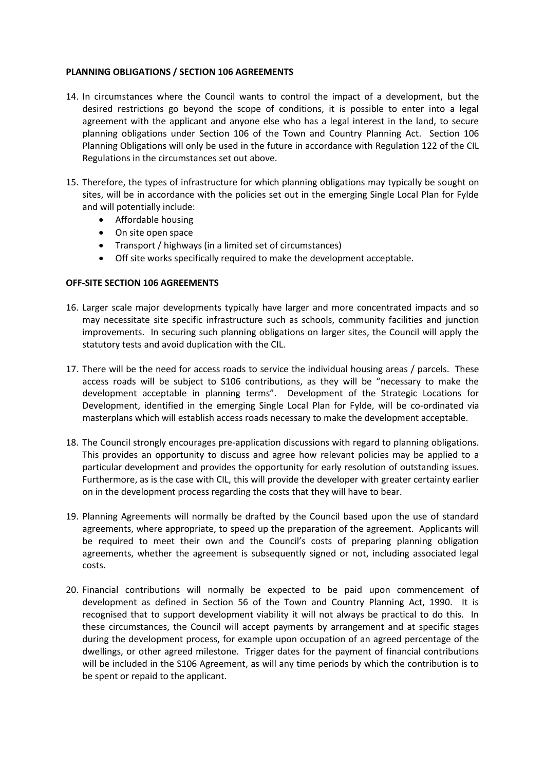**PLANNING OBLIGATIONS / SECTION 106 AGREEMENTS**

14. In circumstances where the Council wants to control the impact of a development, but the desired restrictions go beyond the scope of conditions, it is possible to enter into a legal agreement with the applicant and anyone else who has a legal interest in the land, to secure planning obligations under Section 106 of the Town and Country Planning Act. Section 106 Planning Obligations will only be used in the future in accordance with Regulation 122 of the CIL Regulations in the circumstances set out above.

15. Therefore, the types of infrastructure for which planning obligations may typically be sought on sites, will be in accordance with the policies set out in the emerging Single Local Plan for Fylde and will potentially include:
    - Affordable housing
    - On site open space
    - Transport / highways (in a limited set of circumstances)
    - Off site works specifically required to make the development acceptable.

**OFF-SITE SECTION 106 AGREEMENTS**

16. Larger scale major developments typically have larger and more concentrated impacts and so may necessitate site specific infrastructure such as schools, community facilities and junction improvements. In securing such planning obligations on larger sites, the Council will apply the statutory tests and avoid duplication with the CIL.

17. There will be the need for access roads to service the individual housing areas / parcels. These access roads will be subject to S106 contributions, as they will be "necessary to make the development acceptable in planning terms". Development of the Strategic Locations for Development, identified in the emerging Single Local Plan for Fylde, will be co-ordinated via masterplans which will establish access roads necessary to make the development acceptable.

18. The Council strongly encourages pre-application discussions with regard to planning obligations. This provides an opportunity to discuss and agree how relevant policies may be applied to a particular development and provides the opportunity for early resolution of outstanding issues. Furthermore, as is the case with CIL, this will provide the developer with greater certainty earlier on in the development process regarding the costs that they will have to bear.

19. Planning Agreements will normally be drafted by the Council based upon the use of standard agreements, where appropriate, to speed up the preparation of the agreement. Applicants will be required to meet their own and the Council's costs of preparing planning obligation agreements, whether the agreement is subsequently signed or not, including associated legal costs.

20. Financial contributions will normally be expected to be paid upon commencement of development as defined in Section 56 of the Town and Country Planning Act, 1990. It is recognised that to support development viability it will not always be practical to do this. In these circumstances, the Council will accept payments by arrangement and at specific stages during the development process, for example upon occupation of an agreed percentage of the dwellings, or other agreed milestone. Trigger dates for the payment of financial contributions will be included in the S106 Agreement, as will any time periods by which the contribution is to be spent or repaid to the applicant.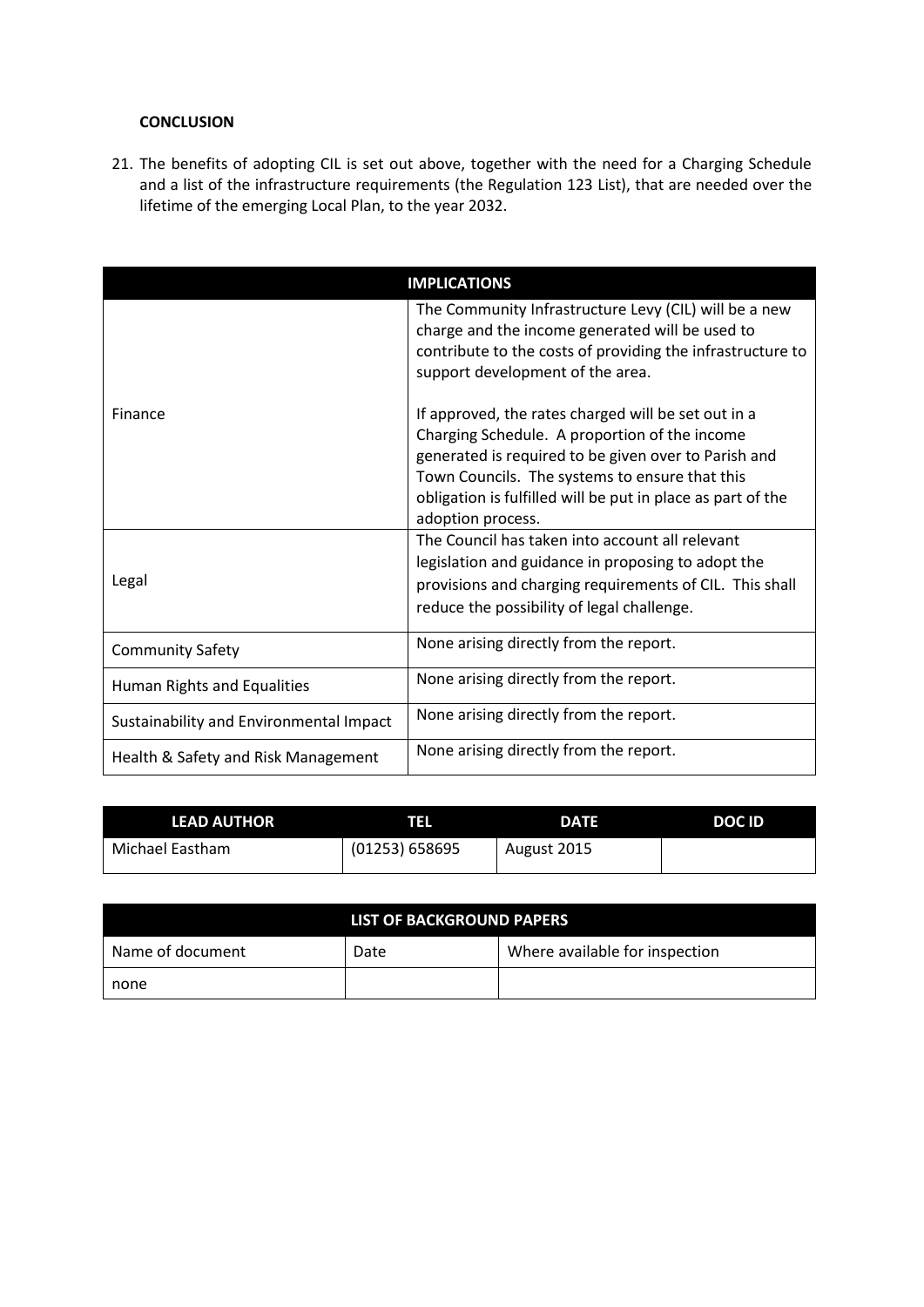**CONCLUSION**

21. The benefits of adopting CIL is set out above, together with the need for a Charging Schedule and a list of the infrastructure requirements (the Regulation 123 List), that are needed over the lifetime of the emerging Local Plan, to the year 2032.

| IMPLICATIONS | |
|---|---|
| Finance | The Community Infrastructure Levy (CIL) will be a new charge and the income generated will be used to contribute to the costs of providing the infrastructure to support development of the area.<br><br>If approved, the rates charged will be set out in a Charging Schedule. A proportion of the income generated is required to be given over to Parish and Town Councils. The systems to ensure that this obligation is fulfilled will be put in place as part of the adoption process. |
| Legal | The Council has taken into account all relevant legislation and guidance in proposing to adopt the provisions and charging requirements of CIL. This shall reduce the possibility of legal challenge. |
| Community Safety | None arising directly from the report. |
| Human Rights and Equalities | None arising directly from the report. |
| Sustainability and Environmental Impact | None arising directly from the report. |
| Health & Safety and Risk Management | None arising directly from the report. |

| LEAD AUTHOR | TEL | DATE | DOC ID |
|---|---|---|---|
| Michael Eastham | (01253) 658695 | August 2015 | |

| LIST OF BACKGROUND PAPERS | | |
|---|---|---|
| Name of document | Date | Where available for inspection |
| none | | |